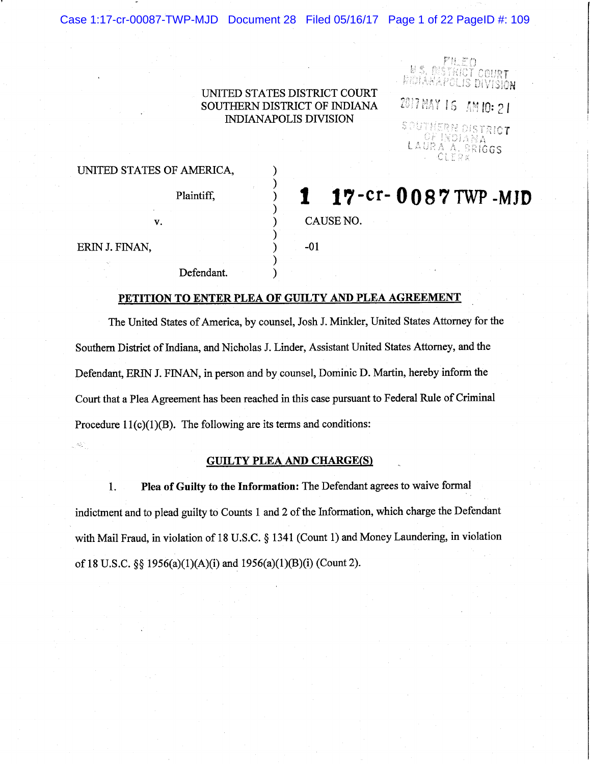UNITED STATES DISTRICT COURT
SOUTHERN DISTRICT OF INDIANA
INDIANAPOLIS DIVISION

FILED
U.S. DISTRICT COURT
INDIANAPOLIS DIVISION
2017 MAY 16 AM 10:21
SOUTHERN DISTRICT
OF INDIANA
LAURA A. BRIGGS
CLERK

| | | |
|---|---|---|
| UNITED STATES OF AMERICA, | ) | |
| Plaintiff, | ) | 1 17-cr-0087 TWP -MJD |
| v. | ) | CAUSE NO. |
| ERIN J. FINAN, | ) | -01 |
| Defendant. | ) | |

## PETITION TO ENTER PLEA OF GUILTY AND PLEA AGREEMENT

The United States of America, by counsel, Josh J. Minkler, United States Attorney for the Southern District of Indiana, and Nicholas J. Linder, Assistant United States Attorney, and the Defendant, ERIN J. FINAN, in person and by counsel, Dominic D. Martin, hereby inform the Court that a Plea Agreement has been reached in this case pursuant to Federal Rule of Criminal Procedure 11(c)(1)(B). The following are its terms and conditions:

### GUILTY PLEA AND CHARGE(S)

1. **Plea of Guilty to the Information:** The Defendant agrees to waive formal indictment and to plead guilty to Counts 1 and 2 of the Information, which charge the Defendant with Mail Fraud, in violation of 18 U.S.C. § 1341 (Count 1) and Money Laundering, in violation of 18 U.S.C. §§ 1956(a)(1)(A)(i) and 1956(a)(1)(B)(i) (Count 2).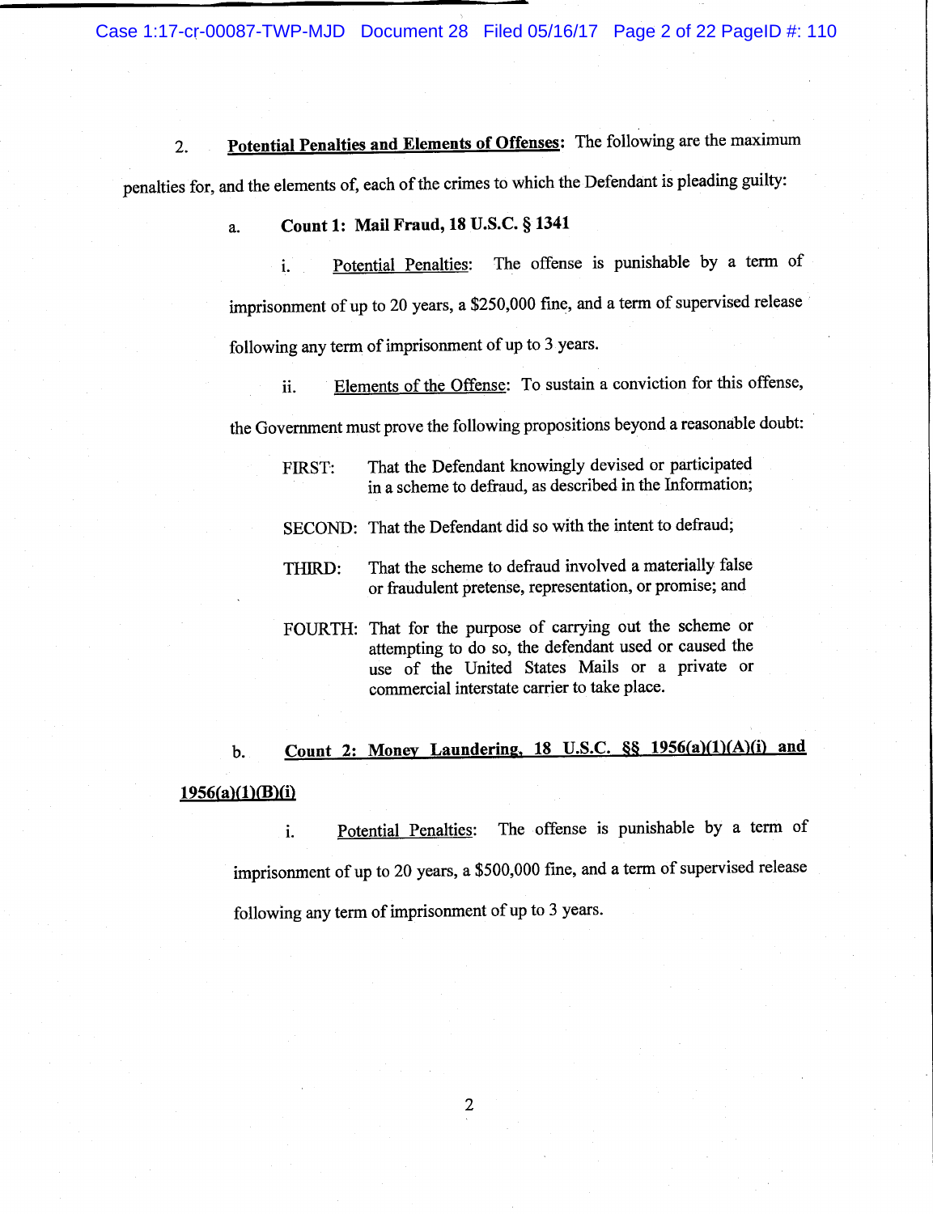2. **Potential Penalties and Elements of Offenses**: The following are the maximum penalties for, and the elements of, each of the crimes to which the Defendant is pleading guilty:

a. **Count 1: Mail Fraud, 18 U.S.C. § 1341**

i. Potential Penalties: The offense is punishable by a term of imprisonment of up to 20 years, a $250,000 fine, and a term of supervised release following any term of imprisonment of up to 3 years.

ii. Elements of the Offense: To sustain a conviction for this offense, the Government must prove the following propositions beyond a reasonable doubt:

FIRST: That the Defendant knowingly devised or participated in a scheme to defraud, as described in the Information;

SECOND: That the Defendant did so with the intent to defraud;

THIRD: That the scheme to defraud involved a materially false or fraudulent pretense, representation, or promise; and

FOURTH: That for the purpose of carrying out the scheme or attempting to do so, the defendant used or caused the use of the United States Mails or a private or commercial interstate carrier to take place.

b. **Count 2: Money Laundering, 18 U.S.C. §§ 1956(a)(1)(A)(i) and 1956(a)(1)(B)(i)**

i. Potential Penalties: The offense is punishable by a term of imprisonment of up to 20 years, a $500,000 fine, and a term of supervised release following any term of imprisonment of up to 3 years.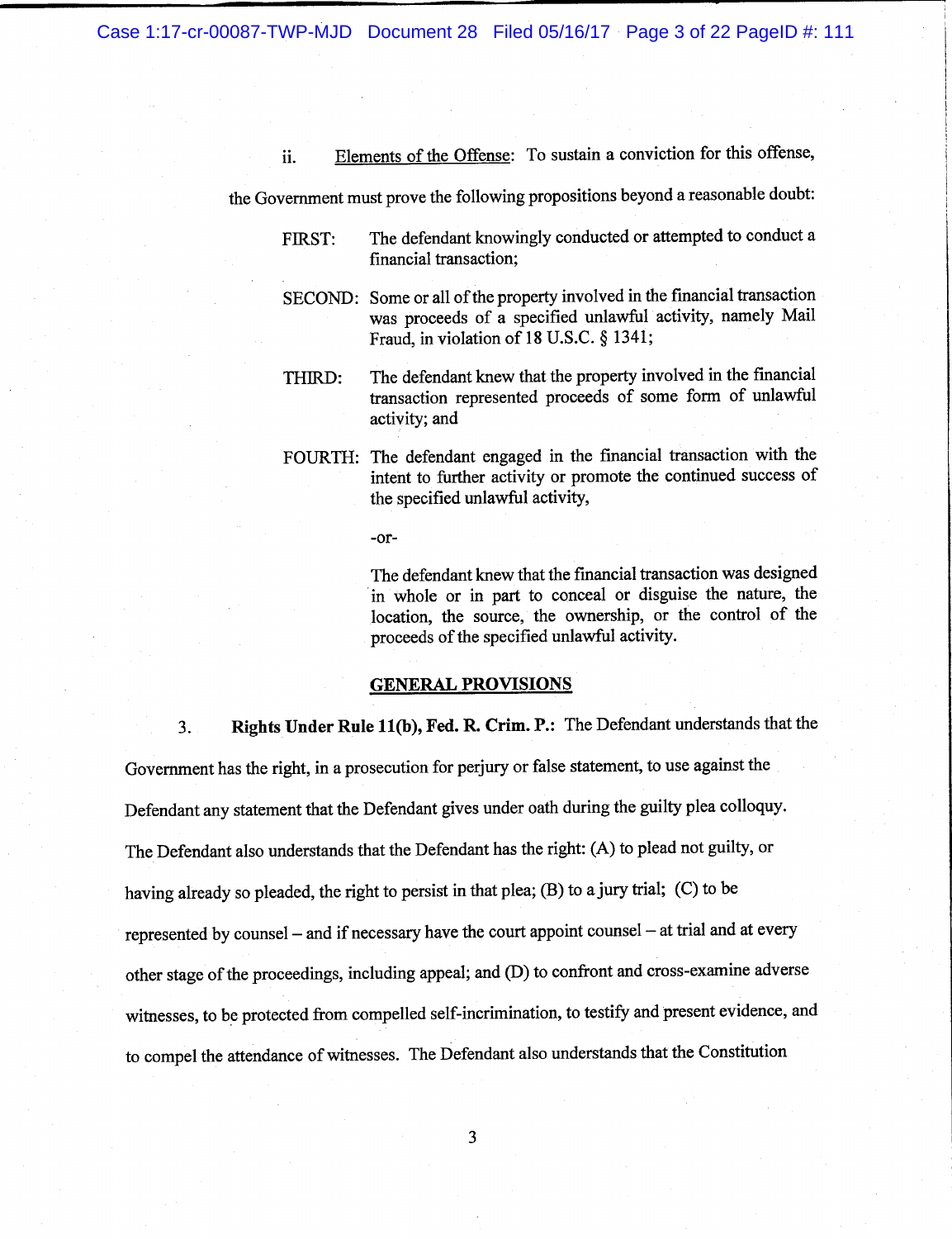ii. Elements of the Offense: To sustain a conviction for this offense, the Government must prove the following propositions beyond a reasonable doubt:

FIRST: The defendant knowingly conducted or attempted to conduct a financial transaction;

SECOND: Some or all of the property involved in the financial transaction was proceeds of a specified unlawful activity, namely Mail Fraud, in violation of 18 U.S.C. § 1341;

THIRD: The defendant knew that the property involved in the financial transaction represented proceeds of some form of unlawful activity; and

FOURTH: The defendant engaged in the financial transaction with the intent to further activity or promote the continued success of the specified unlawful activity,

-or-

The defendant knew that the financial transaction was designed in whole or in part to conceal or disguise the nature, the location, the source, the ownership, or the control of the proceeds of the specified unlawful activity.

## GENERAL PROVISIONS

3. **Rights Under Rule 11(b), Fed. R. Crim. P.:** The Defendant understands that the Government has the right, in a prosecution for perjury or false statement, to use against the Defendant any statement that the Defendant gives under oath during the guilty plea colloquy. The Defendant also understands that the Defendant has the right: (A) to plead not guilty, or having already so pleaded, the right to persist in that plea; (B) to a jury trial; (C) to be represented by counsel – and if necessary have the court appoint counsel – at trial and at every other stage of the proceedings, including appeal; and (D) to confront and cross-examine adverse witnesses, to be protected from compelled self-incrimination, to testify and present evidence, and to compel the attendance of witnesses. The Defendant also understands that the Constitution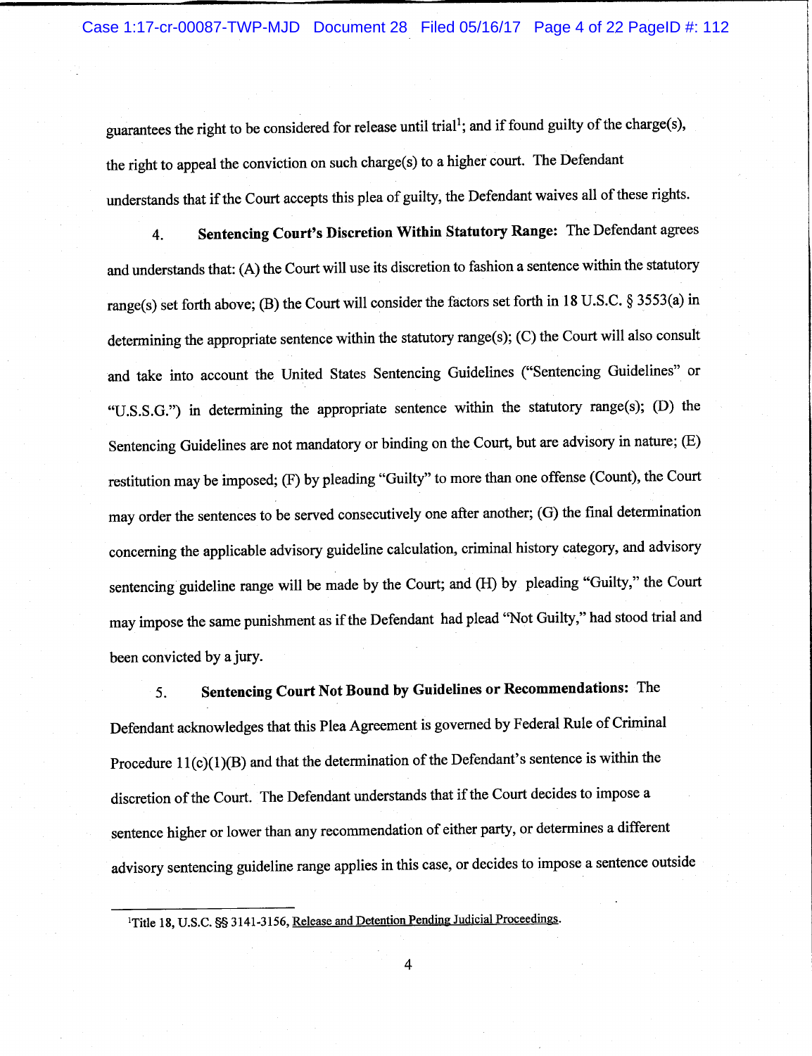guarantees the right to be considered for release until trial[1]; and if found guilty of the charge(s), the right to appeal the conviction on such charge(s) to a higher court. The Defendant understands that if the Court accepts this plea of guilty, the Defendant waives all of these rights.

4. **Sentencing Court's Discretion Within Statutory Range:** The Defendant agrees and understands that: (A) the Court will use its discretion to fashion a sentence within the statutory range(s) set forth above; (B) the Court will consider the factors set forth in 18 U.S.C. § 3553(a) in determining the appropriate sentence within the statutory range(s); (C) the Court will also consult and take into account the United States Sentencing Guidelines ("Sentencing Guidelines" or "U.S.S.G.") in determining the appropriate sentence within the statutory range(s); (D) the Sentencing Guidelines are not mandatory or binding on the Court, but are advisory in nature; (E) restitution may be imposed; (F) by pleading "Guilty" to more than one offense (Count), the Court may order the sentences to be served consecutively one after another; (G) the final determination concerning the applicable advisory guideline calculation, criminal history category, and advisory sentencing guideline range will be made by the Court; and (H) by pleading "Guilty," the Court may impose the same punishment as if the Defendant had plead "Not Guilty," had stood trial and been convicted by a jury.

5. **Sentencing Court Not Bound by Guidelines or Recommendations:** The Defendant acknowledges that this Plea Agreement is governed by Federal Rule of Criminal Procedure 11(c)(1)(B) and that the determination of the Defendant's sentence is within the discretion of the Court. The Defendant understands that if the Court decides to impose a sentence higher or lower than any recommendation of either party, or determines a different advisory sentencing guideline range applies in this case, or decides to impose a sentence outside

---

[1]Title 18, U.S.C. §§ 3141-3156, Release and Detention Pending Judicial Proceedings.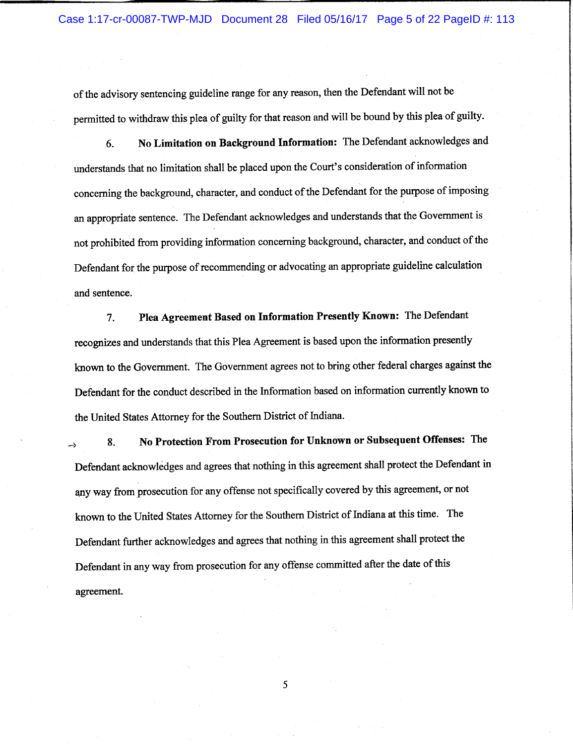of the advisory sentencing guideline range for any reason, then the Defendant will not be permitted to withdraw this plea of guilty for that reason and will be bound by this plea of guilty.

6. **No Limitation on Background Information:** The Defendant acknowledges and understands that no limitation shall be placed upon the Court's consideration of information concerning the background, character, and conduct of the Defendant for the purpose of imposing an appropriate sentence. The Defendant acknowledges and understands that the Government is not prohibited from providing information concerning background, character, and conduct of the Defendant for the purpose of recommending or advocating an appropriate guideline calculation and sentence.

7. **Plea Agreement Based on Information Presently Known:** The Defendant recognizes and understands that this Plea Agreement is based upon the information presently known to the Government. The Government agrees not to bring other federal charges against the Defendant for the conduct described in the Information based on information currently known to the United States Attorney for the Southern District of Indiana.

8. **No Protection From Prosecution for Unknown or Subsequent Offenses:** The Defendant acknowledges and agrees that nothing in this agreement shall protect the Defendant in any way from prosecution for any offense not specifically covered by this agreement, or not known to the United States Attorney for the Southern District of Indiana at this time. The Defendant further acknowledges and agrees that nothing in this agreement shall protect the Defendant in any way from prosecution for any offense committed after the date of this agreement.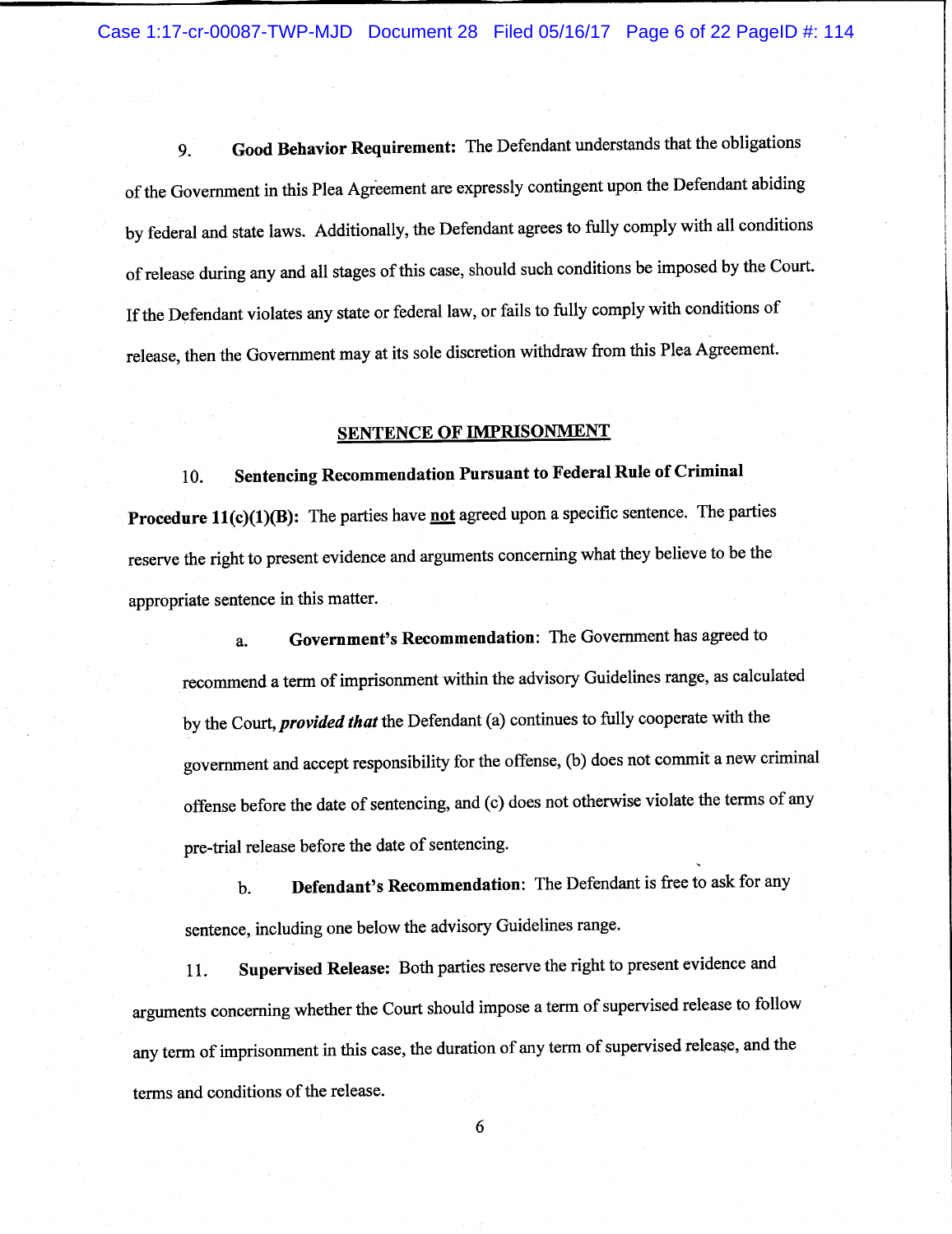9. **Good Behavior Requirement:** The Defendant understands that the obligations of the Government in this Plea Agreement are expressly contingent upon the Defendant abiding by federal and state laws. Additionally, the Defendant agrees to fully comply with all conditions of release during any and all stages of this case, should such conditions be imposed by the Court. If the Defendant violates any state or federal law, or fails to fully comply with conditions of release, then the Government may at its sole discretion withdraw from this Plea Agreement.

## SENTENCE OF IMPRISONMENT

10. **Sentencing Recommendation Pursuant to Federal Rule of Criminal Procedure 11(c)(1)(B):** The parties have **not** agreed upon a specific sentence. The parties reserve the right to present evidence and arguments concerning what they believe to be the appropriate sentence in this matter.

   a. **Government's Recommendation**: The Government has agreed to recommend a term of imprisonment within the advisory Guidelines range, as calculated by the Court, ***provided that*** the Defendant (a) continues to fully cooperate with the government and accept responsibility for the offense, (b) does not commit a new criminal offense before the date of sentencing, and (c) does not otherwise violate the terms of any pre-trial release before the date of sentencing.

   b. **Defendant's Recommendation**: The Defendant is free to ask for any sentence, including one below the advisory Guidelines range.

11. **Supervised Release:** Both parties reserve the right to present evidence and arguments concerning whether the Court should impose a term of supervised release to follow any term of imprisonment in this case, the duration of any term of supervised release, and the terms and conditions of the release.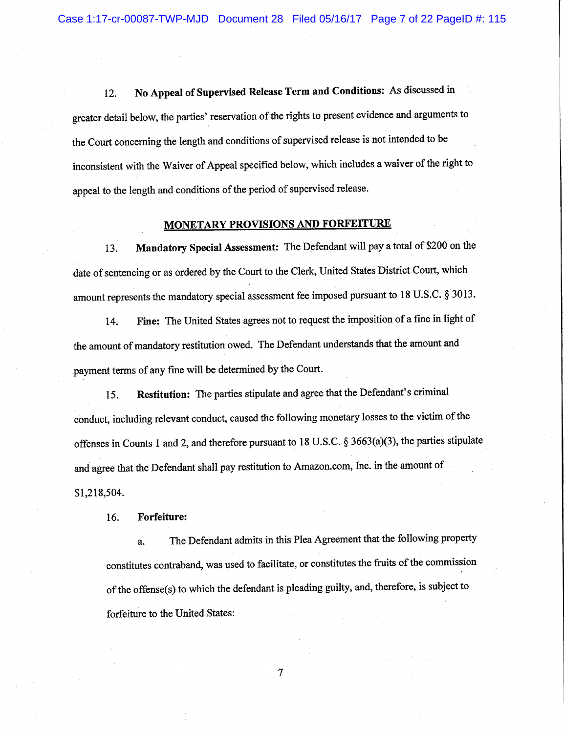12. **No Appeal of Supervised Release Term and Conditions:** As discussed in greater detail below, the parties' reservation of the rights to present evidence and arguments to the Court concerning the length and conditions of supervised release is not intended to be inconsistent with the Waiver of Appeal specified below, which includes a waiver of the right to appeal to the length and conditions of the period of supervised release.

## MONETARY PROVISIONS AND FORFEITURE

13. **Mandatory Special Assessment:** The Defendant will pay a total of $200 on the date of sentencing or as ordered by the Court to the Clerk, United States District Court, which amount represents the mandatory special assessment fee imposed pursuant to 18 U.S.C. § 3013.

14. **Fine:** The United States agrees not to request the imposition of a fine in light of the amount of mandatory restitution owed. The Defendant understands that the amount and payment terms of any fine will be determined by the Court.

15. **Restitution:** The parties stipulate and agree that the Defendant's criminal conduct, including relevant conduct, caused the following monetary losses to the victim of the offenses in Counts 1 and 2, and therefore pursuant to 18 U.S.C. § 3663(a)(3), the parties stipulate and agree that the Defendant shall pay restitution to Amazon.com, Inc. in the amount of $1,218,504.

16. **Forfeiture:**

a. The Defendant admits in this Plea Agreement that the following property constitutes contraband, was used to facilitate, or constitutes the fruits of the commission of the offense(s) to which the defendant is pleading guilty, and, therefore, is subject to forfeiture to the United States: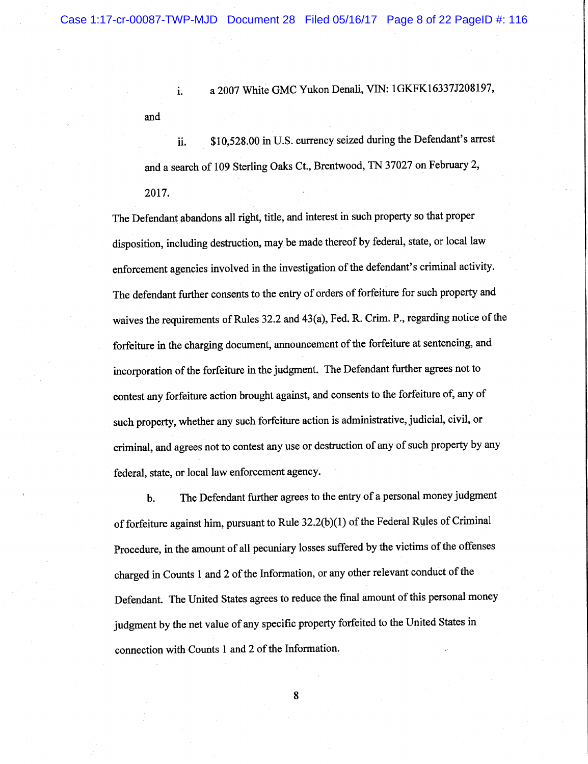i. a 2007 White GMC Yukon Denali, VIN: 1GKFK16337J208197, and

ii. $10,528.00 in U.S. currency seized during the Defendant's arrest and a search of 109 Sterling Oaks Ct., Brentwood, TN 37027 on February 2, 2017.

The Defendant abandons all right, title, and interest in such property so that proper disposition, including destruction, may be made thereof by federal, state, or local law enforcement agencies involved in the investigation of the defendant's criminal activity. The defendant further consents to the entry of orders of forfeiture for such property and waives the requirements of Rules 32.2 and 43(a), Fed. R. Crim. P., regarding notice of the forfeiture in the charging document, announcement of the forfeiture at sentencing, and incorporation of the forfeiture in the judgment. The Defendant further agrees not to contest any forfeiture action brought against, and consents to the forfeiture of, any of such property, whether any such forfeiture action is administrative, judicial, civil, or criminal, and agrees not to contest any use or destruction of any of such property by any federal, state, or local law enforcement agency.

b. The Defendant further agrees to the entry of a personal money judgment of forfeiture against him, pursuant to Rule 32.2(b)(1) of the Federal Rules of Criminal Procedure, in the amount of all pecuniary losses suffered by the victims of the offenses charged in Counts 1 and 2 of the Information, or any other relevant conduct of the Defendant. The United States agrees to reduce the final amount of this personal money judgment by the net value of any specific property forfeited to the United States in connection with Counts 1 and 2 of the Information.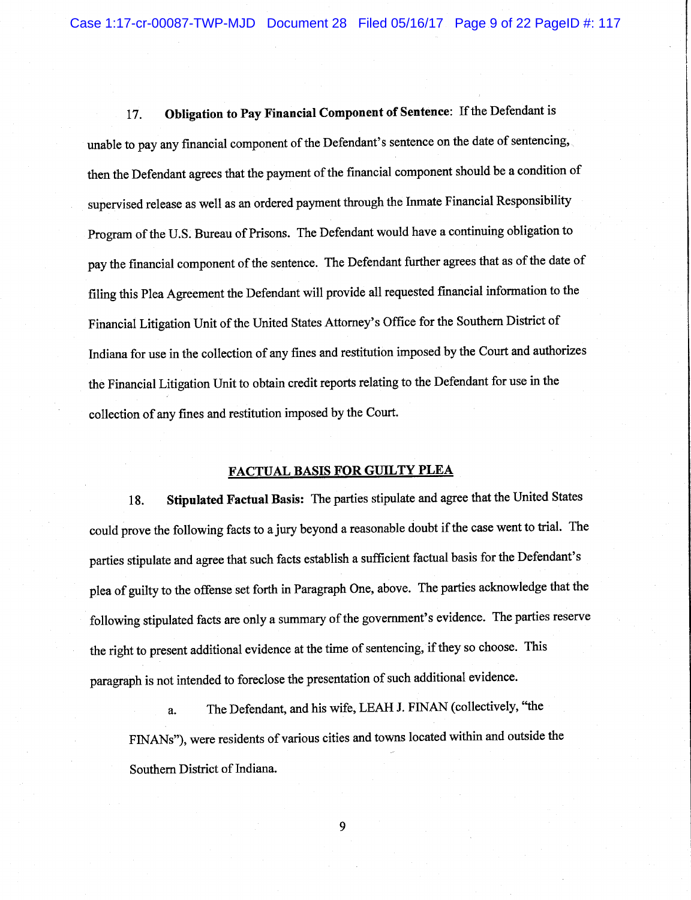17. **Obligation to Pay Financial Component of Sentence**: If the Defendant is unable to pay any financial component of the Defendant's sentence on the date of sentencing, then the Defendant agrees that the payment of the financial component should be a condition of supervised release as well as an ordered payment through the Inmate Financial Responsibility Program of the U.S. Bureau of Prisons. The Defendant would have a continuing obligation to pay the financial component of the sentence. The Defendant further agrees that as of the date of filing this Plea Agreement the Defendant will provide all requested financial information to the Financial Litigation Unit of the United States Attorney's Office for the Southern District of Indiana for use in the collection of any fines and restitution imposed by the Court and authorizes the Financial Litigation Unit to obtain credit reports relating to the Defendant for use in the collection of any fines and restitution imposed by the Court.

## FACTUAL BASIS FOR GUILTY PLEA

18. **Stipulated Factual Basis:** The parties stipulate and agree that the United States could prove the following facts to a jury beyond a reasonable doubt if the case went to trial. The parties stipulate and agree that such facts establish a sufficient factual basis for the Defendant's plea of guilty to the offense set forth in Paragraph One, above. The parties acknowledge that the following stipulated facts are only a summary of the government's evidence. The parties reserve the right to present additional evidence at the time of sentencing, if they so choose. This paragraph is not intended to foreclose the presentation of such additional evidence.

   a. The Defendant, and his wife, LEAH J. FINAN (collectively, "the FINANs"), were residents of various cities and towns located within and outside the Southern District of Indiana.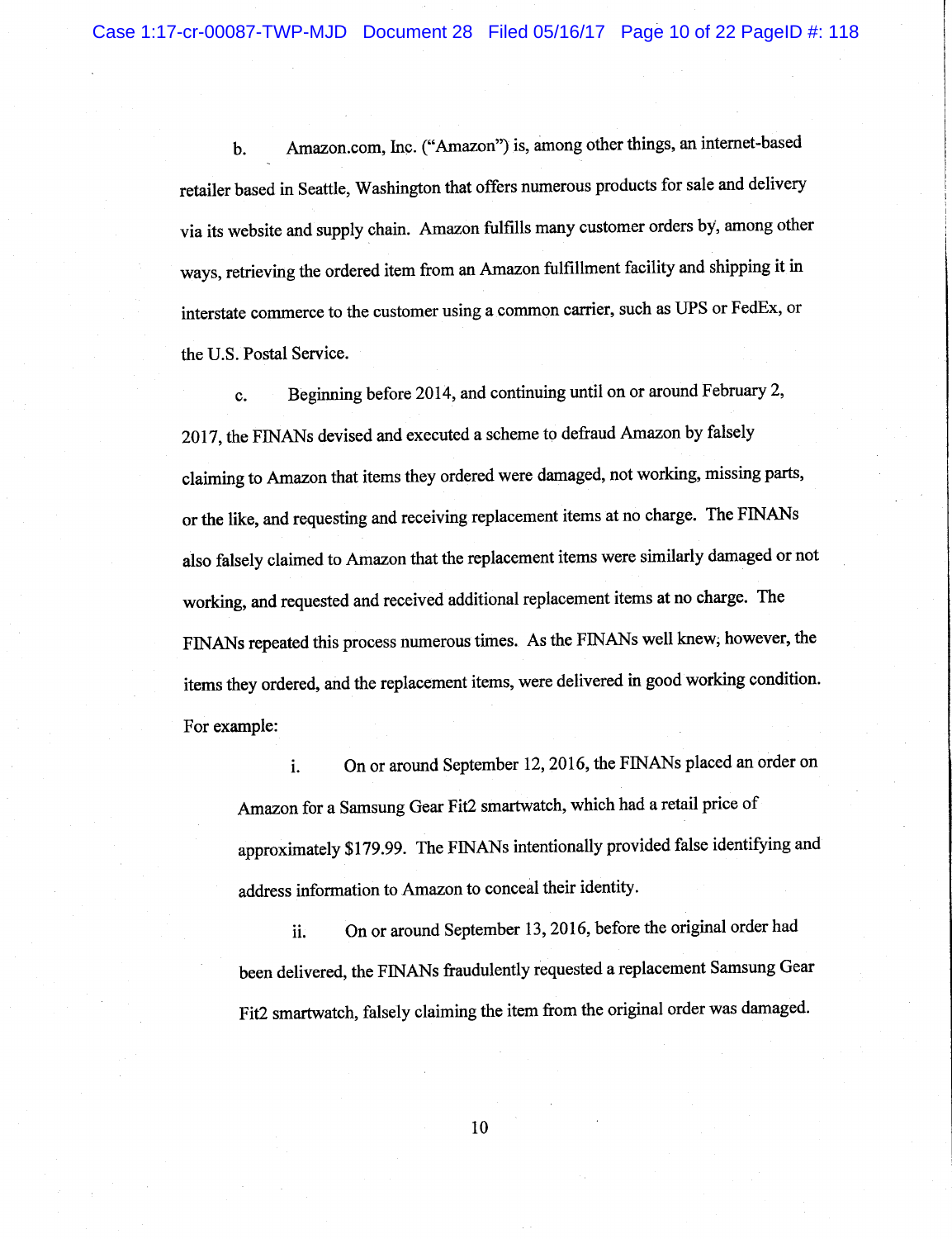b. Amazon.com, Inc. ("Amazon") is, among other things, an internet-based retailer based in Seattle, Washington that offers numerous products for sale and delivery via its website and supply chain. Amazon fulfills many customer orders by, among other ways, retrieving the ordered item from an Amazon fulfillment facility and shipping it in interstate commerce to the customer using a common carrier, such as UPS or FedEx, or the U.S. Postal Service.

c. Beginning before 2014, and continuing until on or around February 2, 2017, the FINANs devised and executed a scheme to defraud Amazon by falsely claiming to Amazon that items they ordered were damaged, not working, missing parts, or the like, and requesting and receiving replacement items at no charge. The FINANs also falsely claimed to Amazon that the replacement items were similarly damaged or not working, and requested and received additional replacement items at no charge. The FINANs repeated this process numerous times. As the FINANs well knew, however, the items they ordered, and the replacement items, were delivered in good working condition. For example:

i. On or around September 12, 2016, the FINANs placed an order on Amazon for a Samsung Gear Fit2 smartwatch, which had a retail price of approximately $179.99. The FINANs intentionally provided false identifying and address information to Amazon to conceal their identity.

ii. On or around September 13, 2016, before the original order had been delivered, the FINANs fraudulently requested a replacement Samsung Gear Fit2 smartwatch, falsely claiming the item from the original order was damaged.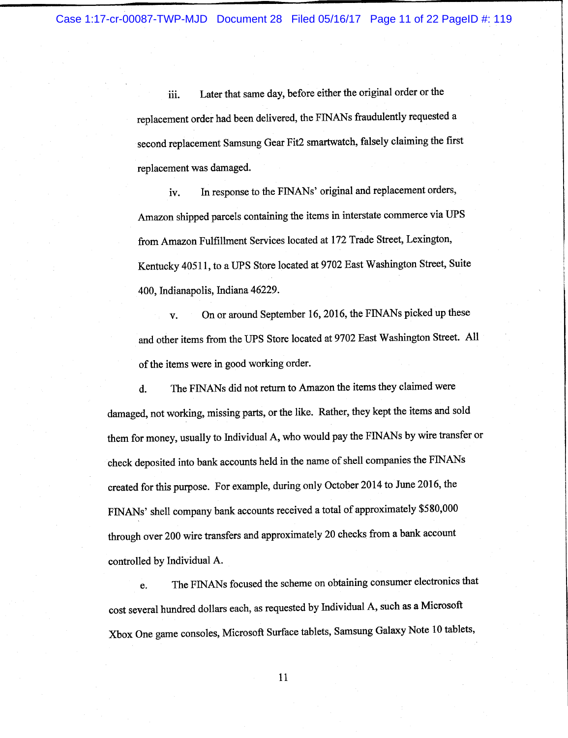iii. Later that same day, before either the original order or the replacement order had been delivered, the FINANs fraudulently requested a second replacement Samsung Gear Fit2 smartwatch, falsely claiming the first replacement was damaged.

iv. In response to the FINANs' original and replacement orders, Amazon shipped parcels containing the items in interstate commerce via UPS from Amazon Fulfillment Services located at 172 Trade Street, Lexington, Kentucky 40511, to a UPS Store located at 9702 East Washington Street, Suite 400, Indianapolis, Indiana 46229.

v. On or around September 16, 2016, the FINANs picked up these and other items from the UPS Store located at 9702 East Washington Street. All of the items were in good working order.

d. The FINANs did not return to Amazon the items they claimed were damaged, not working, missing parts, or the like. Rather, they kept the items and sold them for money, usually to Individual A, who would pay the FINANs by wire transfer or check deposited into bank accounts held in the name of shell companies the FINANs created for this purpose. For example, during only October 2014 to June 2016, the FINANs' shell company bank accounts received a total of approximately $580,000 through over 200 wire transfers and approximately 20 checks from a bank account controlled by Individual A.

e. The FINANs focused the scheme on obtaining consumer electronics that cost several hundred dollars each, as requested by Individual A, such as a Microsoft Xbox One game consoles, Microsoft Surface tablets, Samsung Galaxy Note 10 tablets,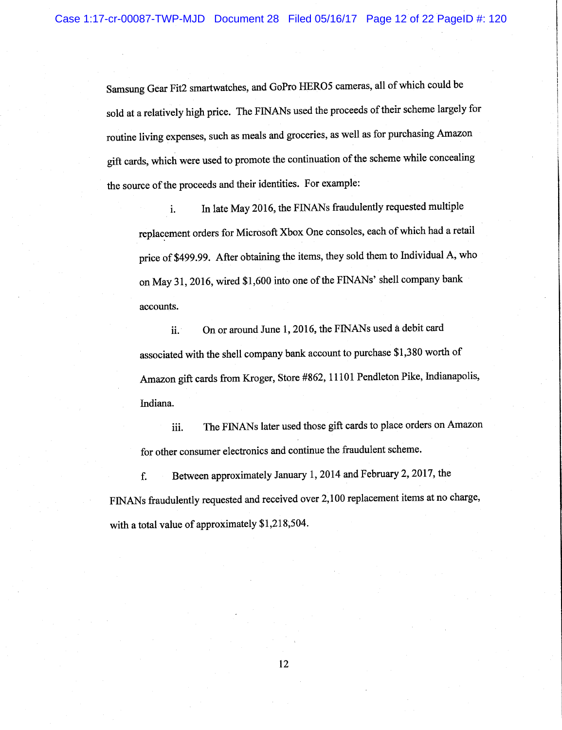Samsung Gear Fit2 smartwatches, and GoPro HERO5 cameras, all of which could be sold at a relatively high price. The FINANs used the proceeds of their scheme largely for routine living expenses, such as meals and groceries, as well as for purchasing Amazon gift cards, which were used to promote the continuation of the scheme while concealing the source of the proceeds and their identities. For example:

i. In late May 2016, the FINANs fraudulently requested multiple replacement orders for Microsoft Xbox One consoles, each of which had a retail price of $499.99. After obtaining the items, they sold them to Individual A, who on May 31, 2016, wired $1,600 into one of the FINANs' shell company bank accounts.

ii. On or around June 1, 2016, the FINANs used a debit card associated with the shell company bank account to purchase $1,380 worth of Amazon gift cards from Kroger, Store #862, 11101 Pendleton Pike, Indianapolis, Indiana.

iii. The FINANs later used those gift cards to place orders on Amazon for other consumer electronics and continue the fraudulent scheme.

f. Between approximately January 1, 2014 and February 2, 2017, the FINANs fraudulently requested and received over 2,100 replacement items at no charge, with a total value of approximately $1,218,504.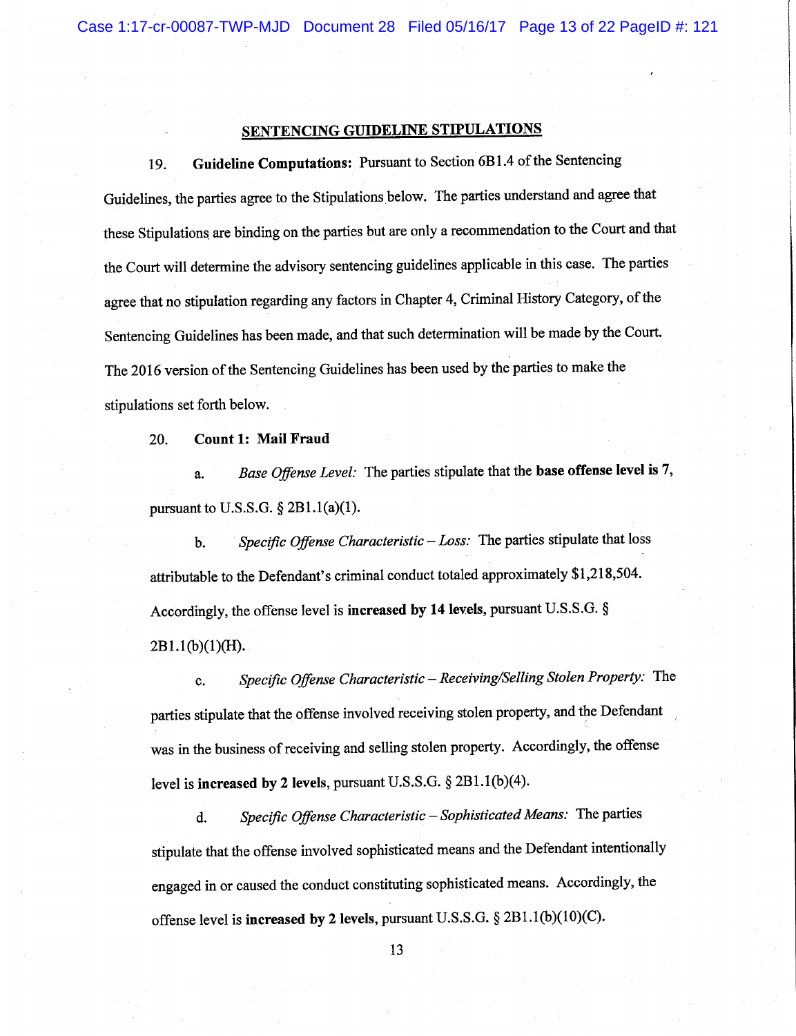## SENTENCING GUIDELINE STIPULATIONS

19. **Guideline Computations:** Pursuant to Section 6B1.4 of the Sentencing Guidelines, the parties agree to the Stipulations below. The parties understand and agree that these Stipulations are binding on the parties but are only a recommendation to the Court and that the Court will determine the advisory sentencing guidelines applicable in this case. The parties agree that no stipulation regarding any factors in Chapter 4, Criminal History Category, of the Sentencing Guidelines has been made, and that such determination will be made by the Court. The 2016 version of the Sentencing Guidelines has been used by the parties to make the stipulations set forth below.

20. **Count 1: Mail Fraud**

a. *Base Offense Level:* The parties stipulate that the **base offense level is 7**, pursuant to U.S.S.G. § 2B1.1(a)(1).

b. *Specific Offense Characteristic – Loss:* The parties stipulate that loss attributable to the Defendant's criminal conduct totaled approximately $1,218,504. Accordingly, the offense level is **increased by 14 levels**, pursuant U.S.S.G. § 2B1.1(b)(1)(H).

c. *Specific Offense Characteristic – Receiving/Selling Stolen Property:* The parties stipulate that the offense involved receiving stolen property, and the Defendant was in the business of receiving and selling stolen property. Accordingly, the offense level is **increased by 2 levels**, pursuant U.S.S.G. § 2B1.1(b)(4).

d. *Specific Offense Characteristic – Sophisticated Means:* The parties stipulate that the offense involved sophisticated means and the Defendant intentionally engaged in or caused the conduct constituting sophisticated means. Accordingly, the offense level is **increased by 2 levels**, pursuant U.S.S.G. § 2B1.1(b)(10)(C).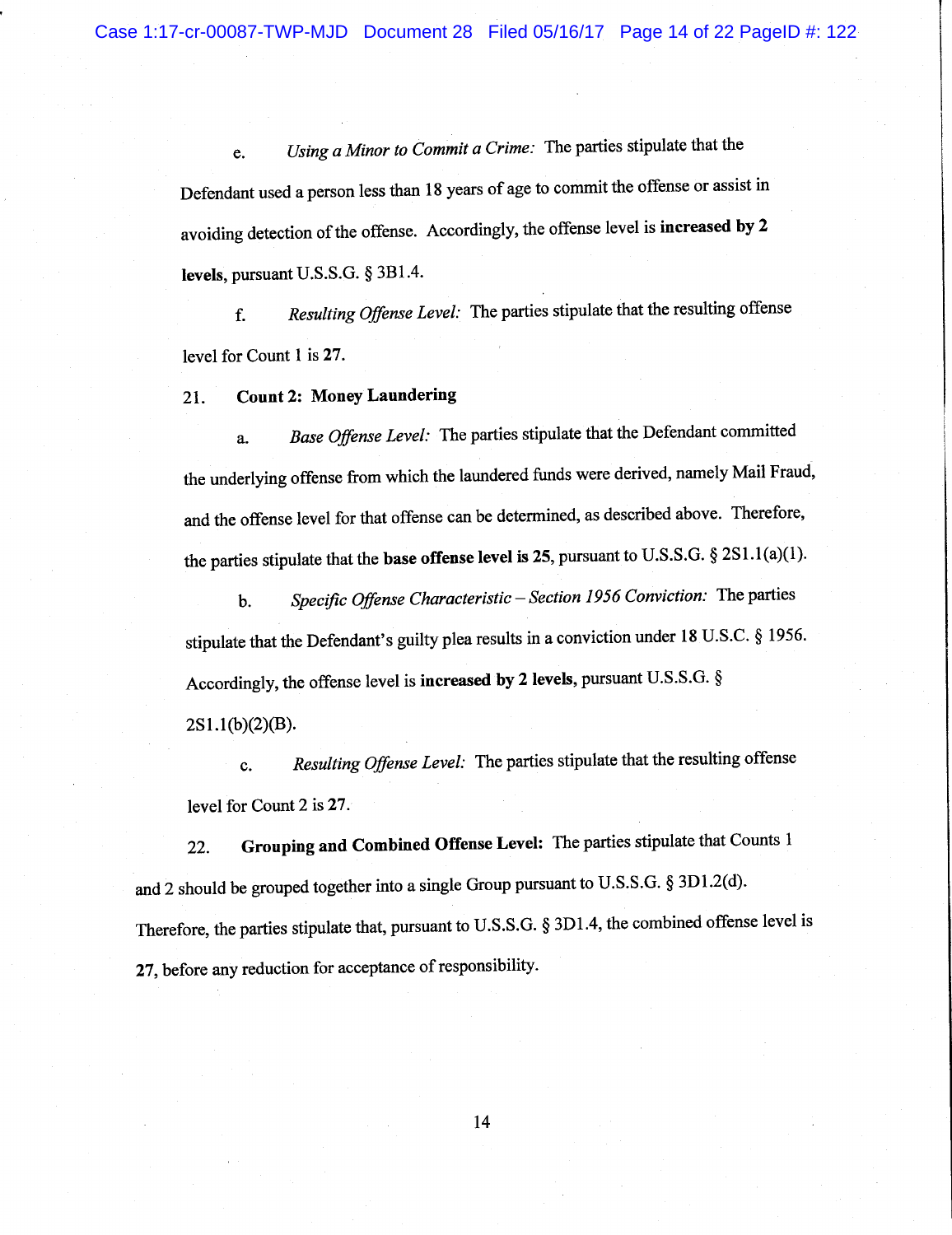e. *Using a Minor to Commit a Crime:* The parties stipulate that the Defendant used a person less than 18 years of age to commit the offense or assist in avoiding detection of the offense. Accordingly, the offense level is **increased by 2 levels**, pursuant U.S.S.G. § 3B1.4.

f. *Resulting Offense Level:* The parties stipulate that the resulting offense level for Count 1 is **27.**

21. **Count 2: Money Laundering**

a. *Base Offense Level:* The parties stipulate that the Defendant committed the underlying offense from which the laundered funds were derived, namely Mail Fraud, and the offense level for that offense can be determined, as described above. Therefore, the parties stipulate that the **base offense level is 25**, pursuant to U.S.S.G. § 2S1.1(a)(1).

b. *Specific Offense Characteristic – Section 1956 Conviction:* The parties stipulate that the Defendant's guilty plea results in a conviction under 18 U.S.C. § 1956. Accordingly, the offense level is **increased by 2 levels,** pursuant U.S.S.G. § 2S1.1(b)(2)(B).

c. *Resulting Offense Level:* The parties stipulate that the resulting offense level for Count 2 is **27**.

22. **Grouping and Combined Offense Level:** The parties stipulate that Counts 1 and 2 should be grouped together into a single Group pursuant to U.S.S.G. § 3D1.2(d). Therefore, the parties stipulate that, pursuant to U.S.S.G. § 3D1.4, the combined offense level is **27**, before any reduction for acceptance of responsibility.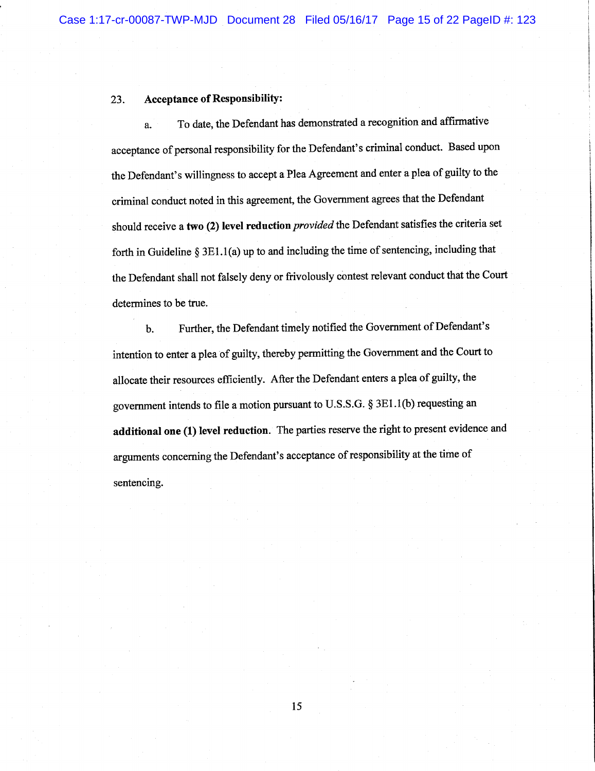23. **Acceptance of Responsibility:**

a. To date, the Defendant has demonstrated a recognition and affirmative acceptance of personal responsibility for the Defendant's criminal conduct. Based upon the Defendant's willingness to accept a Plea Agreement and enter a plea of guilty to the criminal conduct noted in this agreement, the Government agrees that the Defendant should receive a **two (2) level reduction** *provided* the Defendant satisfies the criteria set forth in Guideline § 3E1.1(a) up to and including the time of sentencing, including that the Defendant shall not falsely deny or frivolously contest relevant conduct that the Court determines to be true.

b. Further, the Defendant timely notified the Government of Defendant's intention to enter a plea of guilty, thereby permitting the Government and the Court to allocate their resources efficiently. After the Defendant enters a plea of guilty, the government intends to file a motion pursuant to U.S.S.G. § 3E1.1(b) requesting an **additional one (1) level reduction**. The parties reserve the right to present evidence and arguments concerning the Defendant's acceptance of responsibility at the time of sentencing.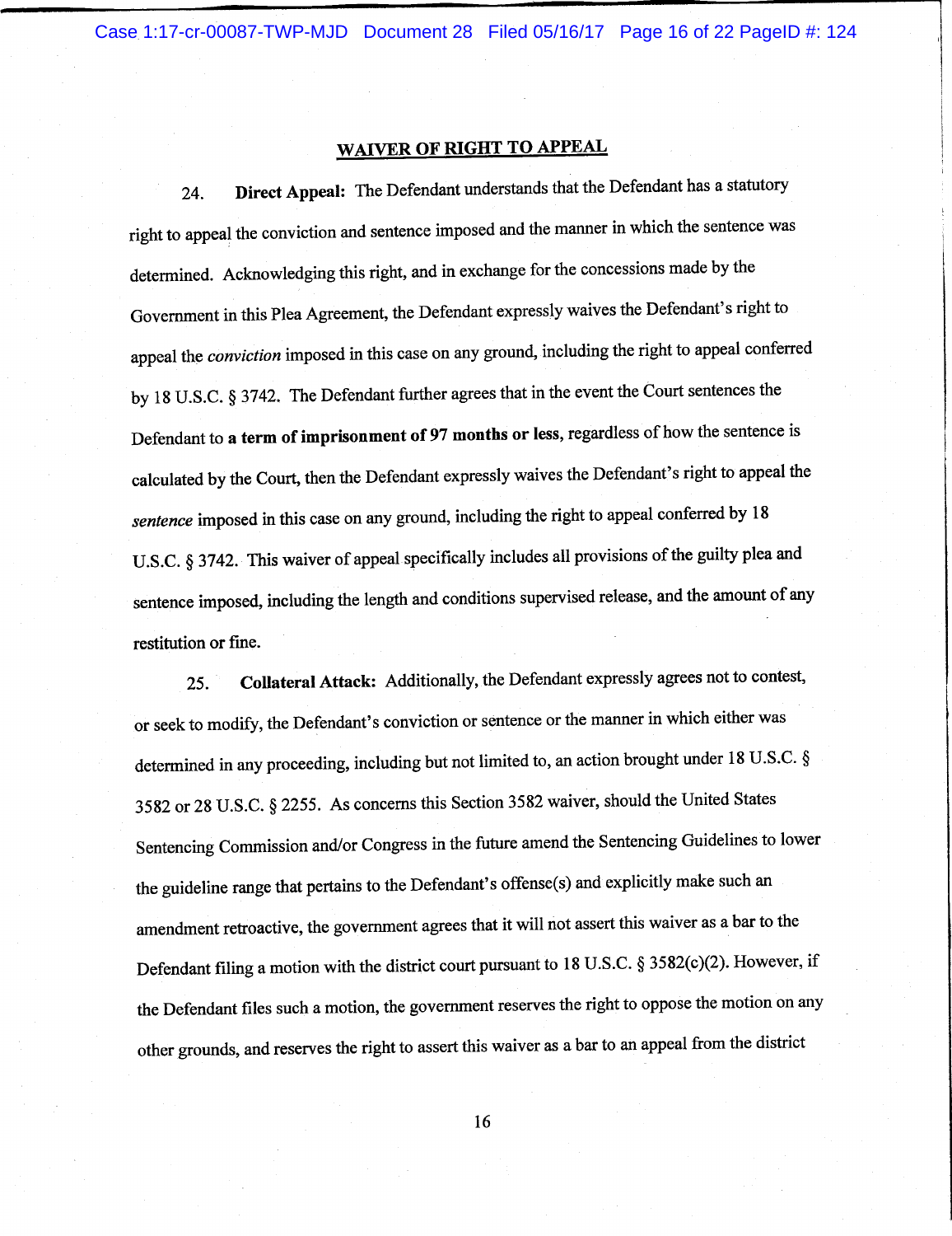## WAIVER OF RIGHT TO APPEAL

24. **Direct Appeal:** The Defendant understands that the Defendant has a statutory right to appeal the conviction and sentence imposed and the manner in which the sentence was determined. Acknowledging this right, and in exchange for the concessions made by the Government in this Plea Agreement, the Defendant expressly waives the Defendant's right to appeal the *conviction* imposed in this case on any ground, including the right to appeal conferred by 18 U.S.C. § 3742. The Defendant further agrees that in the event the Court sentences the Defendant to **a term of imprisonment of 97 months or less**, regardless of how the sentence is calculated by the Court, then the Defendant expressly waives the Defendant's right to appeal the *sentence* imposed in this case on any ground, including the right to appeal conferred by 18 U.S.C. § 3742. This waiver of appeal specifically includes all provisions of the guilty plea and sentence imposed, including the length and conditions supervised release, and the amount of any restitution or fine.

25. **Collateral Attack:** Additionally, the Defendant expressly agrees not to contest, or seek to modify, the Defendant's conviction or sentence or the manner in which either was determined in any proceeding, including but not limited to, an action brought under 18 U.S.C. § 3582 or 28 U.S.C. § 2255. As concerns this Section 3582 waiver, should the United States Sentencing Commission and/or Congress in the future amend the Sentencing Guidelines to lower the guideline range that pertains to the Defendant's offense(s) and explicitly make such an amendment retroactive, the government agrees that it will not assert this waiver as a bar to the Defendant filing a motion with the district court pursuant to 18 U.S.C. § 3582(c)(2). However, if the Defendant files such a motion, the government reserves the right to oppose the motion on any other grounds, and reserves the right to assert this waiver as a bar to an appeal from the district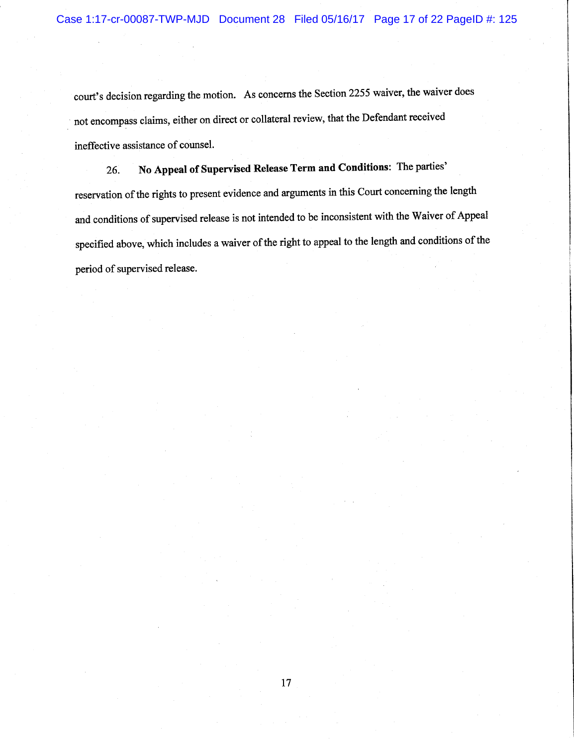court's decision regarding the motion. As concerns the Section 2255 waiver, the waiver does not encompass claims, either on direct or collateral review, that the Defendant received ineffective assistance of counsel.

26. **No Appeal of Supervised Release Term and Conditions:** The parties' reservation of the rights to present evidence and arguments in this Court concerning the length and conditions of supervised release is not intended to be inconsistent with the Waiver of Appeal specified above, which includes a waiver of the right to appeal to the length and conditions of the period of supervised release.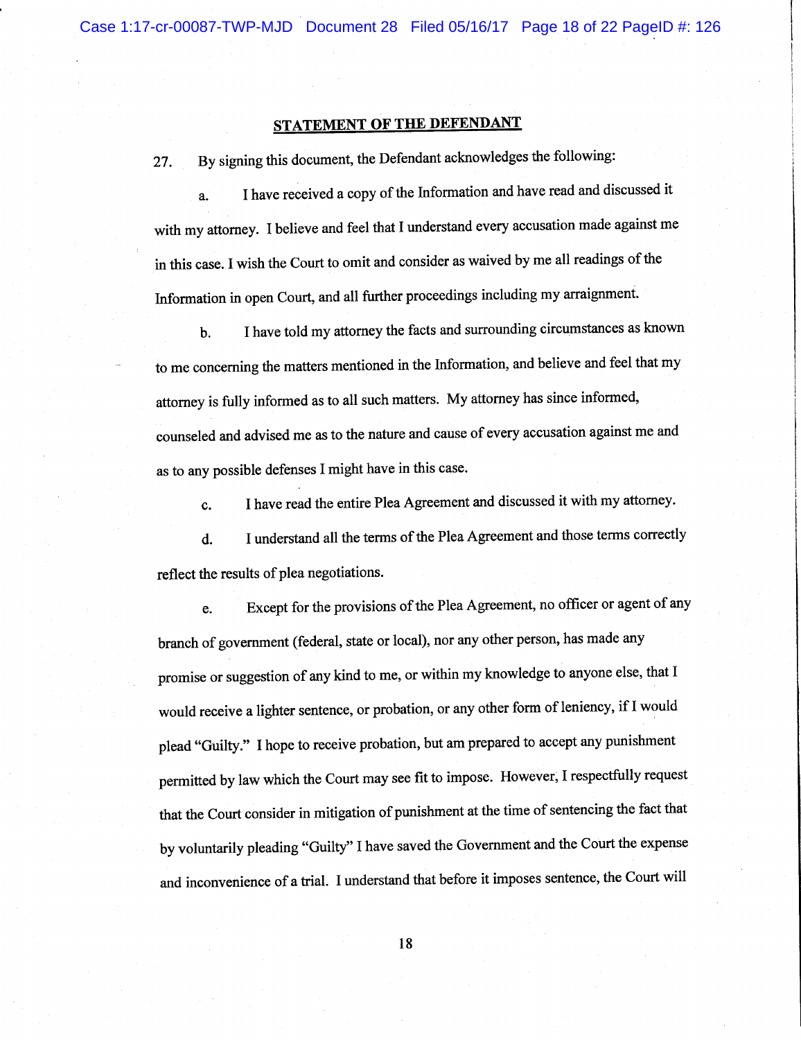## STATEMENT OF THE DEFENDANT

27. By signing this document, the Defendant acknowledges the following:

a. I have received a copy of the Information and have read and discussed it with my attorney. I believe and feel that I understand every accusation made against me in this case. I wish the Court to omit and consider as waived by me all readings of the Information in open Court, and all further proceedings including my arraignment.

b. I have told my attorney the facts and surrounding circumstances as known to me concerning the matters mentioned in the Information, and believe and feel that my attorney is fully informed as to all such matters. My attorney has since informed, counseled and advised me as to the nature and cause of every accusation against me and as to any possible defenses I might have in this case.

c. I have read the entire Plea Agreement and discussed it with my attorney.

d. I understand all the terms of the Plea Agreement and those terms correctly reflect the results of plea negotiations.

e. Except for the provisions of the Plea Agreement, no officer or agent of any branch of government (federal, state or local), nor any other person, has made any promise or suggestion of any kind to me, or within my knowledge to anyone else, that I would receive a lighter sentence, or probation, or any other form of leniency, if I would plead "Guilty." I hope to receive probation, but am prepared to accept any punishment permitted by law which the Court may see fit to impose. However, I respectfully request that the Court consider in mitigation of punishment at the time of sentencing the fact that by voluntarily pleading "Guilty" I have saved the Government and the Court the expense and inconvenience of a trial. I understand that before it imposes sentence, the Court will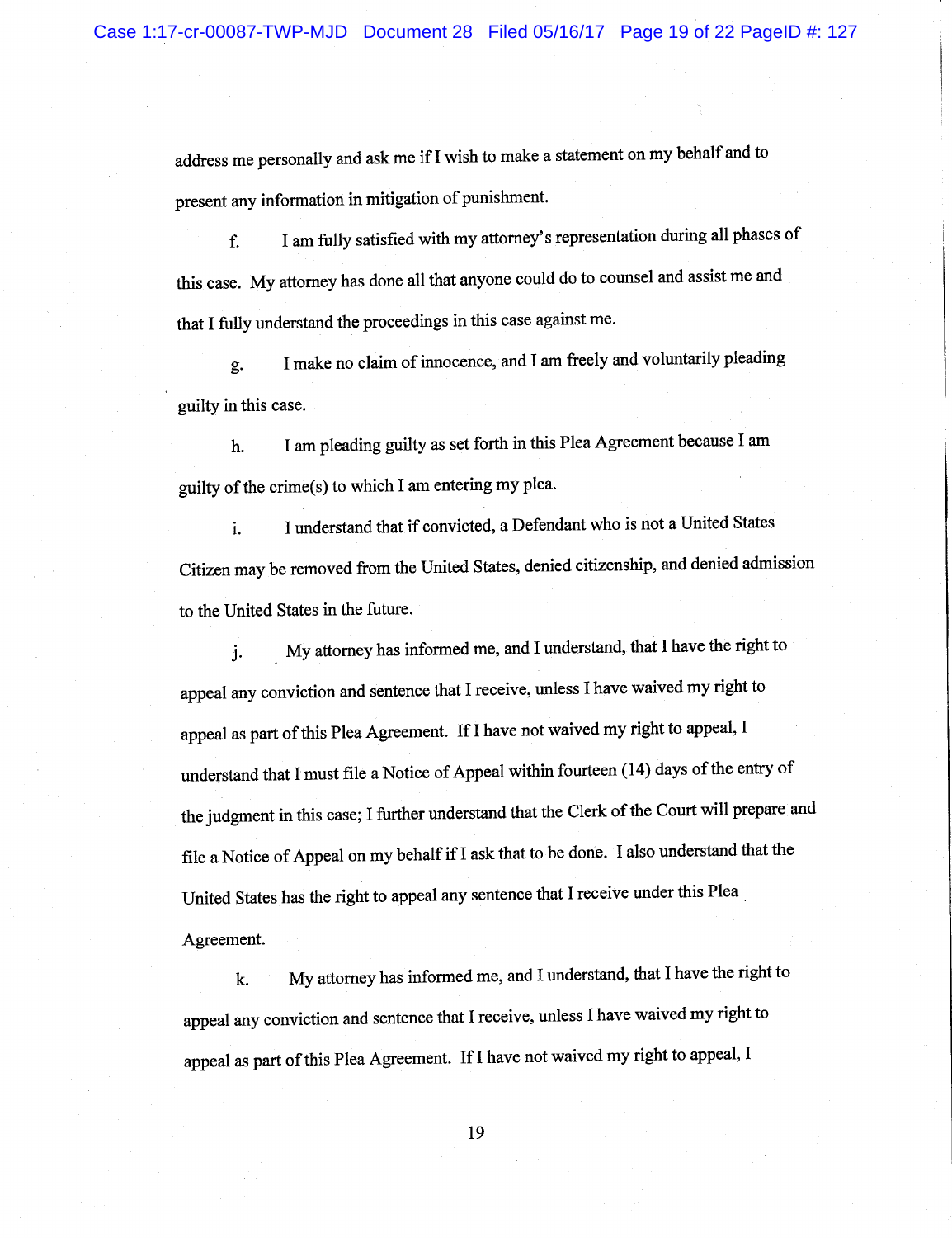address me personally and ask me if I wish to make a statement on my behalf and to present any information in mitigation of punishment.

f. I am fully satisfied with my attorney's representation during all phases of this case. My attorney has done all that anyone could do to counsel and assist me and that I fully understand the proceedings in this case against me.

g. I make no claim of innocence, and I am freely and voluntarily pleading guilty in this case.

h. I am pleading guilty as set forth in this Plea Agreement because I am guilty of the crime(s) to which I am entering my plea.

i. I understand that if convicted, a Defendant who is not a United States Citizen may be removed from the United States, denied citizenship, and denied admission to the United States in the future.

j. My attorney has informed me, and I understand, that I have the right to appeal any conviction and sentence that I receive, unless I have waived my right to appeal as part of this Plea Agreement. If I have not waived my right to appeal, I understand that I must file a Notice of Appeal within fourteen (14) days of the entry of the judgment in this case; I further understand that the Clerk of the Court will prepare and file a Notice of Appeal on my behalf if I ask that to be done. I also understand that the United States has the right to appeal any sentence that I receive under this Plea Agreement.

k. My attorney has informed me, and I understand, that I have the right to appeal any conviction and sentence that I receive, unless I have waived my right to appeal as part of this Plea Agreement. If I have not waived my right to appeal, I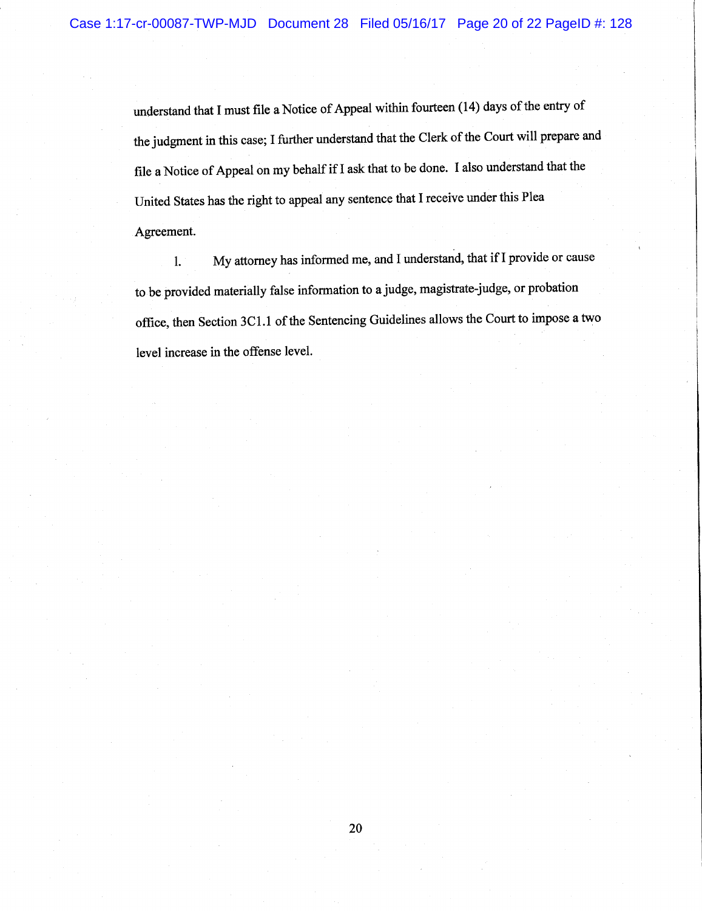understand that I must file a Notice of Appeal within fourteen (14) days of the entry of the judgment in this case; I further understand that the Clerk of the Court will prepare and file a Notice of Appeal on my behalf if I ask that to be done. I also understand that the United States has the right to appeal any sentence that I receive under this Plea Agreement.

l. My attorney has informed me, and I understand, that if I provide or cause to be provided materially false information to a judge, magistrate-judge, or probation office, then Section 3C1.1 of the Sentencing Guidelines allows the Court to impose a two level increase in the offense level.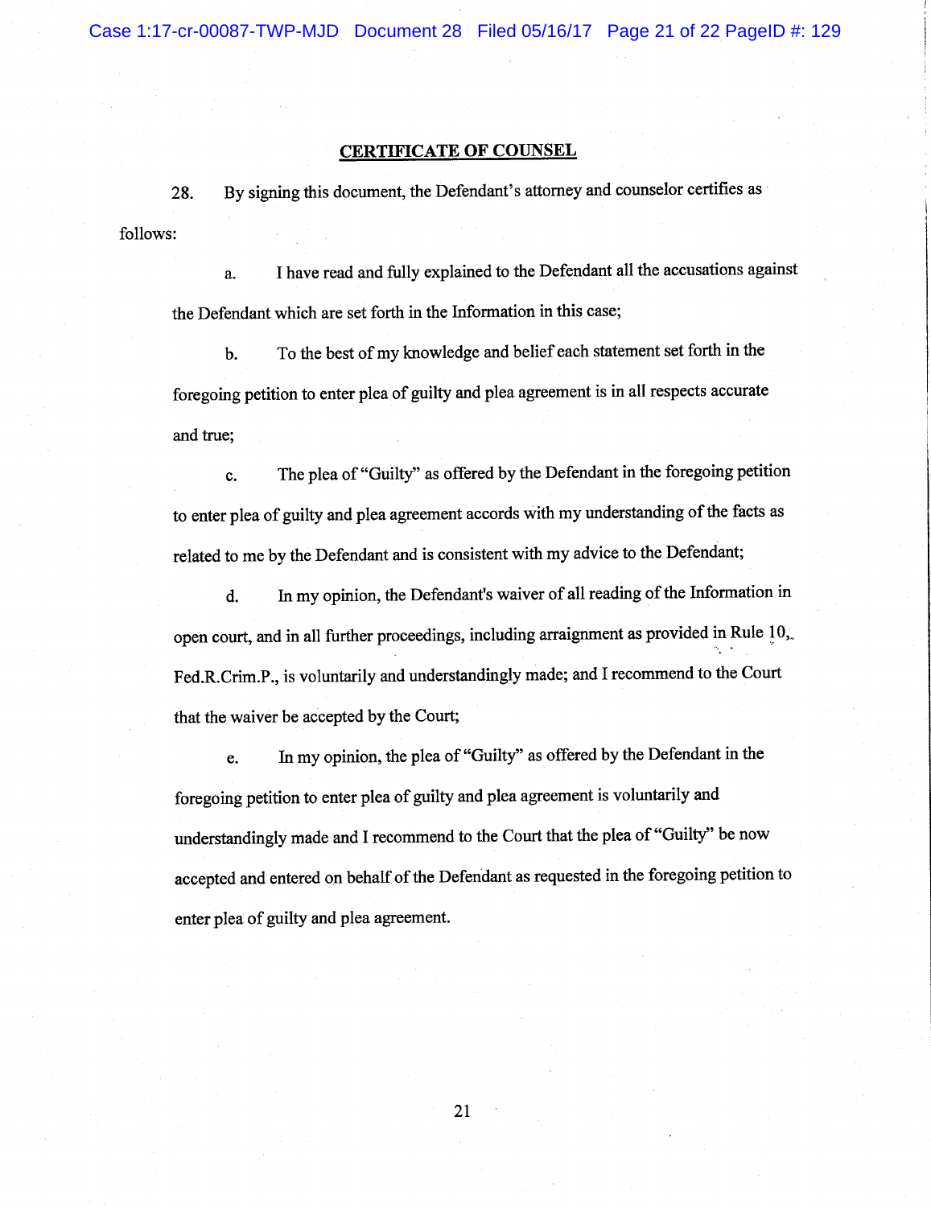## CERTIFICATE OF COUNSEL

28. By signing this document, the Defendant's attorney and counselor certifies as follows:

a. I have read and fully explained to the Defendant all the accusations against the Defendant which are set forth in the Information in this case;

b. To the best of my knowledge and belief each statement set forth in the foregoing petition to enter plea of guilty and plea agreement is in all respects accurate and true;

c. The plea of "Guilty" as offered by the Defendant in the foregoing petition to enter plea of guilty and plea agreement accords with my understanding of the facts as related to me by the Defendant and is consistent with my advice to the Defendant;

d. In my opinion, the Defendant's waiver of all reading of the Information in open court, and in all further proceedings, including arraignment as provided in Rule 10, Fed.R.Crim.P., is voluntarily and understandingly made; and I recommend to the Court that the waiver be accepted by the Court;

e. In my opinion, the plea of "Guilty" as offered by the Defendant in the foregoing petition to enter plea of guilty and plea agreement is voluntarily and understandingly made and I recommend to the Court that the plea of "Guilty" be now accepted and entered on behalf of the Defendant as requested in the foregoing petition to enter plea of guilty and plea agreement.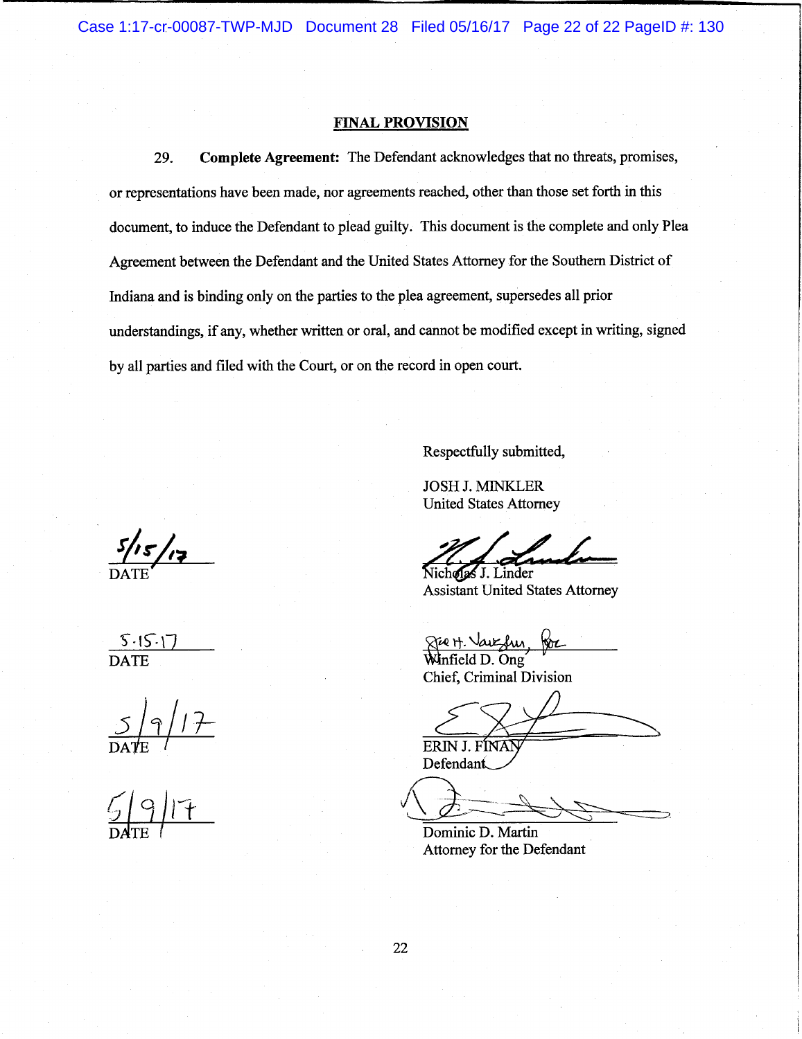## FINAL PROVISION

29. **Complete Agreement:** The Defendant acknowledges that no threats, promises, or representations have been made, nor agreements reached, other than those set forth in this document, to induce the Defendant to plead guilty. This document is the complete and only Plea Agreement between the Defendant and the United States Attorney for the Southern District of Indiana and is binding only on the parties to the plea agreement, supersedes all prior understandings, if any, whether written or oral, and cannot be modified except in writing, signed by all parties and filed with the Court, or on the record in open court.

Respectfully submitted,

JOSH J. MINKLER
United States Attorney

5/15/17
DATE

Nicholas J. Linder
Assistant United States Attorney

5.15.17
DATE

Gayle H. Vaughn, for
Winfield D. Ong
Chief, Criminal Division

5/9/17
DATE

ERIN J. FINAN
Defendant

5/9/17
DATE

Dominic D. Martin
Attorney for the Defendant